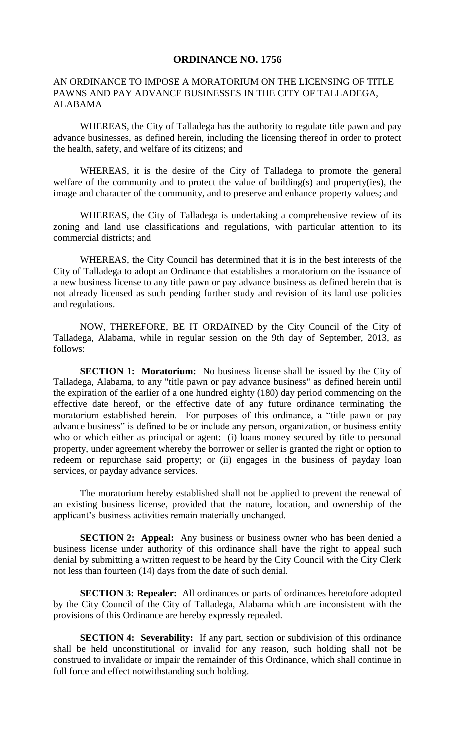## ORDINANCE NO. 1756

AN ORDINANCE TO IMPOSE A MORATORIUM ON THE LICENSING OF TITLE PAWNS AND PAY ADVANCE BUSINESSES IN THE CITY OF TALLADEGA, ALABAMA

WHEREAS, the City of Talladega has the authority to regulate title pawn and pay advance businesses, as defined herein, including the licensing thereof in order to protect the health, safety, and welfare of its citizens; and

WHEREAS, it is the desire of the City of Talladega to promote the general welfare of the community and to protect the value of building(s) and property(ies), the image and character of the community, and to preserve and enhance property values; and

WHEREAS, the City of Talladega is undertaking a comprehensive review of its zoning and land use classifications and regulations, with particular attention to its commercial districts; and

WHEREAS, the City Council has determined that it is in the best interests of the City of Talladega to adopt an Ordinance that establishes a moratorium on the issuance of a new business license to any title pawn or pay advance business as defined herein that is not already licensed as such pending further study and revision of its land use policies and regulations.

NOW, THEREFORE, BE IT ORDAINED by the City Council of the City of Talladega, Alabama, while in regular session on the 9th day of September, 2013, as follows:

**SECTION 1: Moratorium:** No business license shall be issued by the City of Talladega, Alabama, to any "title pawn or pay advance business" as defined herein until the expiration of the earlier of a one hundred eighty (180) day period commencing on the effective date hereof, or the effective date of any future ordinance terminating the moratorium established herein. For purposes of this ordinance, a "title pawn or pay advance business" is defined to be or include any person, organization, or business entity who or which either as principal or agent: (i) loans money secured by title to personal property, under agreement whereby the borrower or seller is granted the right or option to redeem or repurchase said property; or (ii) engages in the business of payday loan services, or payday advance services.

The moratorium hereby established shall not be applied to prevent the renewal of an existing business license, provided that the nature, location, and ownership of the applicant's business activities remain materially unchanged.

**SECTION 2: Appeal:** Any business or business owner who has been denied a business license under authority of this ordinance shall have the right to appeal such denial by submitting a written request to be heard by the City Council with the City Clerk not less than fourteen (14) days from the date of such denial.

**SECTION 3: Repealer:** All ordinances or parts of ordinances heretofore adopted by the City Council of the City of Talladega, Alabama which are inconsistent with the provisions of this Ordinance are hereby expressly repealed.

**SECTION 4: Severability:** If any part, section or subdivision of this ordinance shall be held unconstitutional or invalid for any reason, such holding shall not be construed to invalidate or impair the remainder of this Ordinance, which shall continue in full force and effect notwithstanding such holding.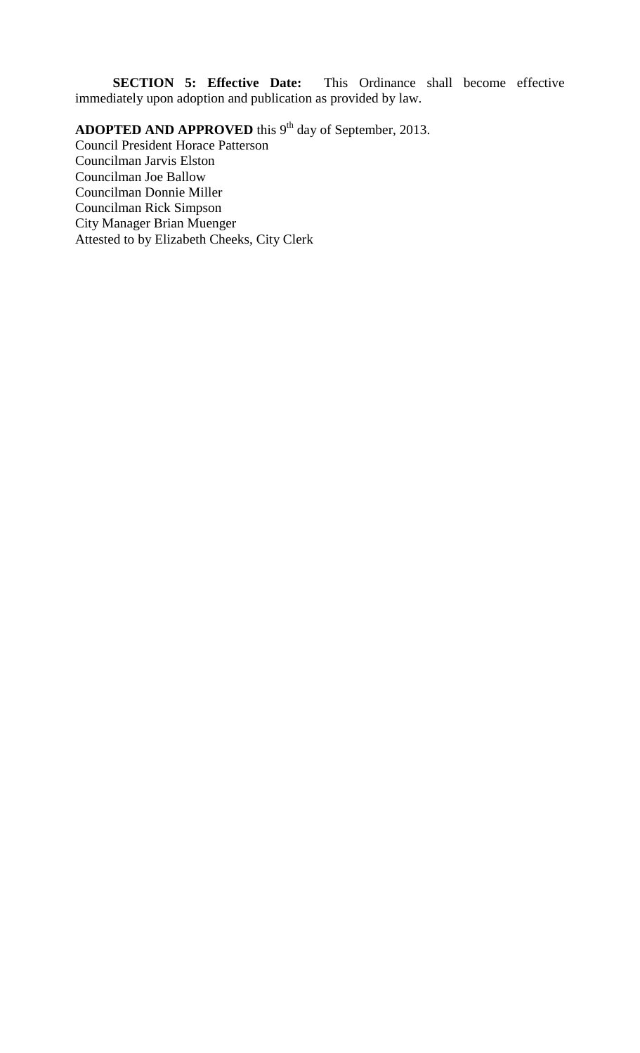**SECTION 5: Effective Date:** This Ordinance shall become effective immediately upon adoption and publication as provided by law.

**ADOPTED AND APPROVED** this 9th day of September, 2013.
Council President Horace Patterson
Councilman Jarvis Elston
Councilman Joe Ballow
Councilman Donnie Miller
Councilman Rick Simpson
City Manager Brian Muenger
Attested to by Elizabeth Cheeks, City Clerk